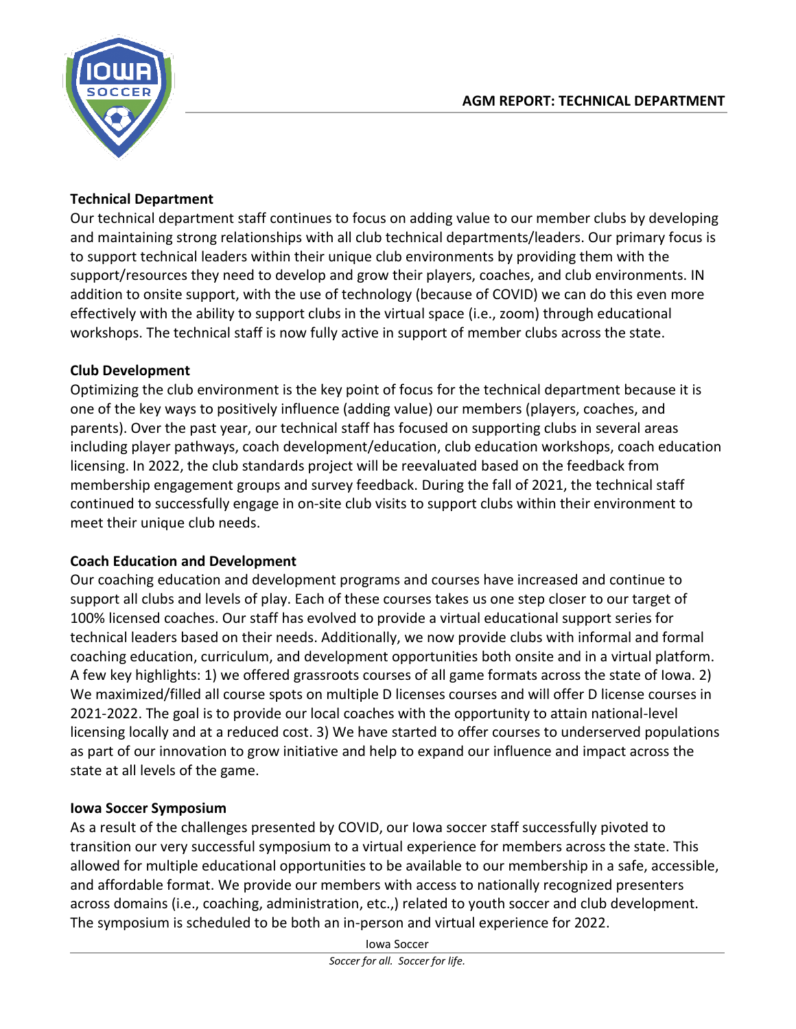# AGM REPORT: TECHNICAL DEPARTMENT

## Technical Department

Our technical department staff continues to focus on adding value to our member clubs by developing and maintaining strong relationships with all club technical departments/leaders. Our primary focus is to support technical leaders within their unique club environments by providing them with the support/resources they need to develop and grow their players, coaches, and club environments. IN addition to onsite support, with the use of technology (because of COVID) we can do this even more effectively with the ability to support clubs in the virtual space (i.e., zoom) through educational workshops. The technical staff is now fully active in support of member clubs across the state.

## Club Development

Optimizing the club environment is the key point of focus for the technical department because it is one of the key ways to positively influence (adding value) our members (players, coaches, and parents). Over the past year, our technical staff has focused on supporting clubs in several areas including player pathways, coach development/education, club education workshops, coach education licensing. In 2022, the club standards project will be reevaluated based on the feedback from membership engagement groups and survey feedback. During the fall of 2021, the technical staff continued to successfully engage in on-site club visits to support clubs within their environment to meet their unique club needs.

## Coach Education and Development

Our coaching education and development programs and courses have increased and continue to support all clubs and levels of play. Each of these courses takes us one step closer to our target of 100% licensed coaches. Our staff has evolved to provide a virtual educational support series for technical leaders based on their needs. Additionally, we now provide clubs with informal and formal coaching education, curriculum, and development opportunities both onsite and in a virtual platform. A few key highlights: 1) we offered grassroots courses of all game formats across the state of Iowa. 2) We maximized/filled all course spots on multiple D licenses courses and will offer D license courses in 2021-2022. The goal is to provide our local coaches with the opportunity to attain national-level licensing locally and at a reduced cost. 3) We have started to offer courses to underserved populations as part of our innovation to grow initiative and help to expand our influence and impact across the state at all levels of the game.

## Iowa Soccer Symposium

As a result of the challenges presented by COVID, our Iowa soccer staff successfully pivoted to transition our very successful symposium to a virtual experience for members across the state. This allowed for multiple educational opportunities to be available to our membership in a safe, accessible, and affordable format. We provide our members with access to nationally recognized presenters across domains (i.e., coaching, administration, etc.,) related to youth soccer and club development. The symposium is scheduled to be both an in-person and virtual experience for 2022.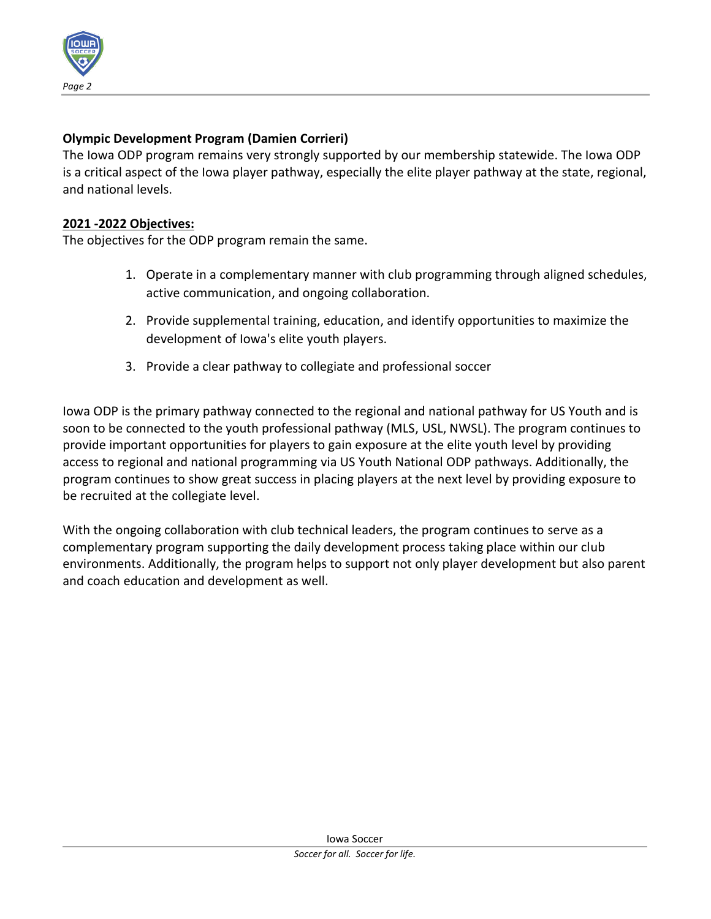**Olympic Development Program (Damien Corrieri)**

The Iowa ODP program remains very strongly supported by our membership statewide. The Iowa ODP is a critical aspect of the Iowa player pathway, especially the elite player pathway at the state, regional, and national levels.

**2021 -2022 Objectives:**

The objectives for the ODP program remain the same.

1. Operate in a complementary manner with club programming through aligned schedules, active communication, and ongoing collaboration.
2. Provide supplemental training, education, and identify opportunities to maximize the development of Iowa's elite youth players.
3. Provide a clear pathway to collegiate and professional soccer

Iowa ODP is the primary pathway connected to the regional and national pathway for US Youth and is soon to be connected to the youth professional pathway (MLS, USL, NWSL). The program continues to provide important opportunities for players to gain exposure at the elite youth level by providing access to regional and national programming via US Youth National ODP pathways. Additionally, the program continues to show great success in placing players at the next level by providing exposure to be recruited at the collegiate level.

With the ongoing collaboration with club technical leaders, the program continues to serve as a complementary program supporting the daily development process taking place within our club environments. Additionally, the program helps to support not only player development but also parent and coach education and development as well.